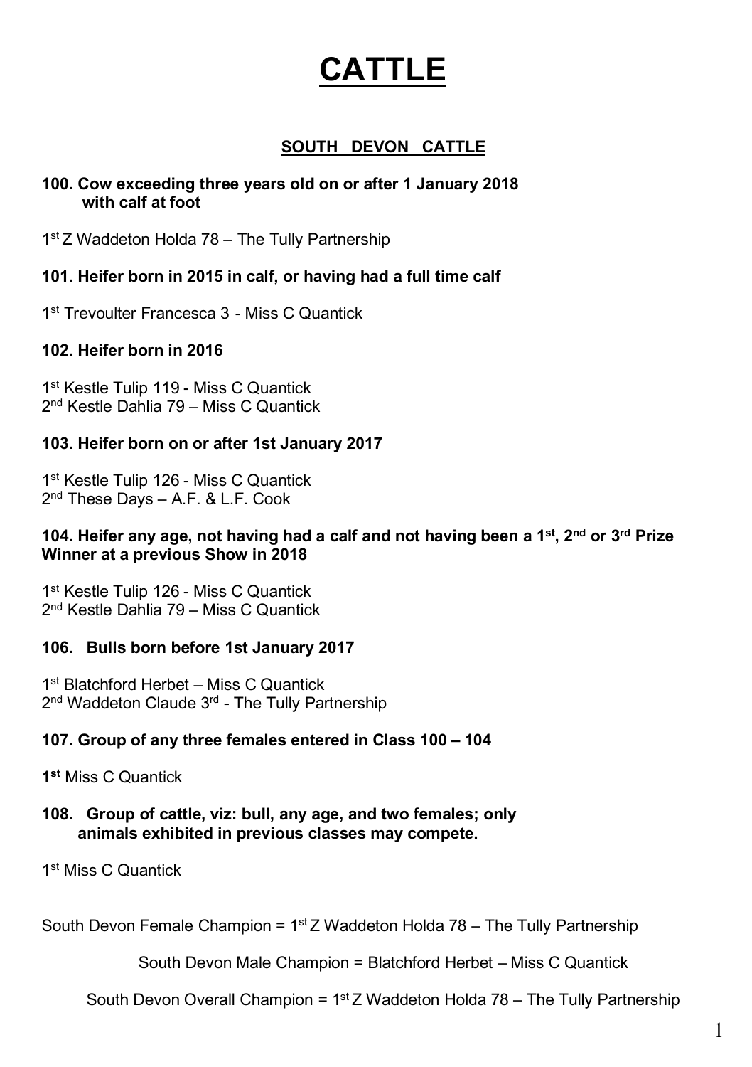# CATTLE

## SOUTH DEVON CATTLE

**100. Cow exceeding three years old on or after 1 January 2018 with calf at foot**

1st Z Waddeton Holda 78 – The Tully Partnership

**101. Heifer born in 2015 in calf, or having had a full time calf**

1st Trevoulter Francesca 3 - Miss C Quantick

**102. Heifer born in 2016**

1st Kestle Tulip 119 - Miss C Quantick
2nd Kestle Dahlia 79 – Miss C Quantick

**103. Heifer born on or after 1st January 2017**

1st Kestle Tulip 126 - Miss C Quantick
2nd These Days – A.F. & L.F. Cook

**104. Heifer any age, not having had a calf and not having been a 1st, 2nd or 3rd Prize Winner at a previous Show in 2018**

1st Kestle Tulip 126 - Miss C Quantick
2nd Kestle Dahlia 79 – Miss C Quantick

**106. Bulls born before 1st January 2017**

1st Blatchford Herbet – Miss C Quantick
2nd Waddeton Claude 3rd - The Tully Partnership

**107. Group of any three females entered in Class 100 – 104**

**1st** Miss C Quantick

**108. Group of cattle, viz: bull, any age, and two females; only animals exhibited in previous classes may compete.**

1st Miss C Quantick

South Devon Female Champion = 1st Z Waddeton Holda 78 – The Tully Partnership

South Devon Male Champion = Blatchford Herbet – Miss C Quantick

South Devon Overall Champion = 1st Z Waddeton Holda 78 – The Tully Partnership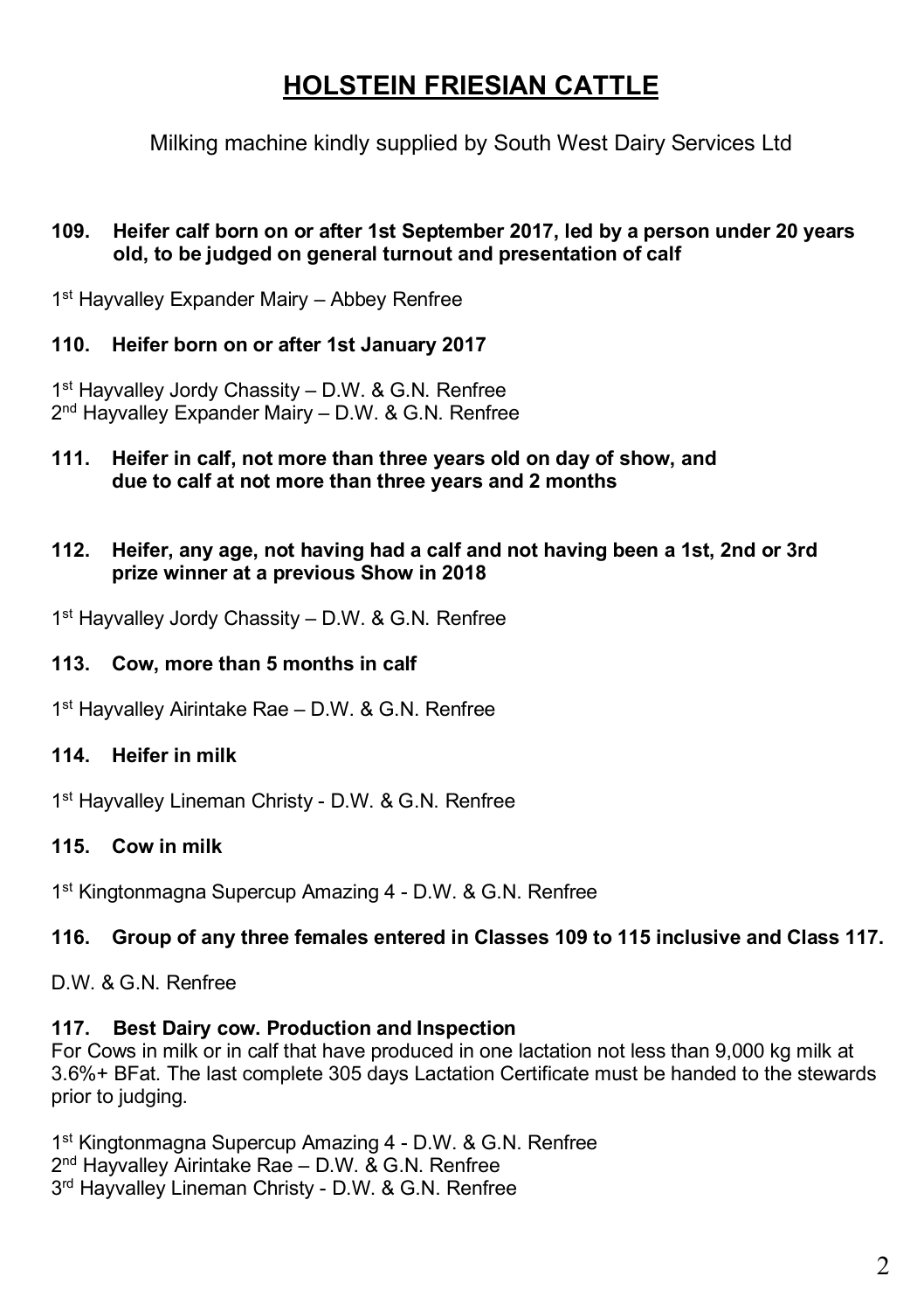# HOLSTEIN FRIESIAN CATTLE

Milking machine kindly supplied by South West Dairy Services Ltd

### 109. Heifer calf born on or after 1st September 2017, led by a person under 20 years old, to be judged on general turnout and presentation of calf

1st Hayvalley Expander Mairy – Abbey Renfree

### 110. Heifer born on or after 1st January 2017

1st Hayvalley Jordy Chassity – D.W. & G.N. Renfree
2nd Hayvalley Expander Mairy – D.W. & G.N. Renfree

### 111. Heifer in calf, not more than three years old on day of show, and due to calf at not more than three years and 2 months

### 112. Heifer, any age, not having had a calf and not having been a 1st, 2nd or 3rd prize winner at a previous Show in 2018

1st Hayvalley Jordy Chassity – D.W. & G.N. Renfree

### 113. Cow, more than 5 months in calf

1st Hayvalley Airintake Rae – D.W. & G.N. Renfree

### 114. Heifer in milk

1st Hayvalley Lineman Christy - D.W. & G.N. Renfree

### 115. Cow in milk

1st Kingtonmagna Supercup Amazing 4 - D.W. & G.N. Renfree

### 116. Group of any three females entered in Classes 109 to 115 inclusive and Class 117.

D.W. & G.N. Renfree

### 117. Best Dairy cow. Production and Inspection

For Cows in milk or in calf that have produced in one lactation not less than 9,000 kg milk at 3.6%+ BFat. The last complete 305 days Lactation Certificate must be handed to the stewards prior to judging.

1st Kingtonmagna Supercup Amazing 4 - D.W. & G.N. Renfree
2nd Hayvalley Airintake Rae – D.W. & G.N. Renfree
3rd Hayvalley Lineman Christy - D.W. & G.N. Renfree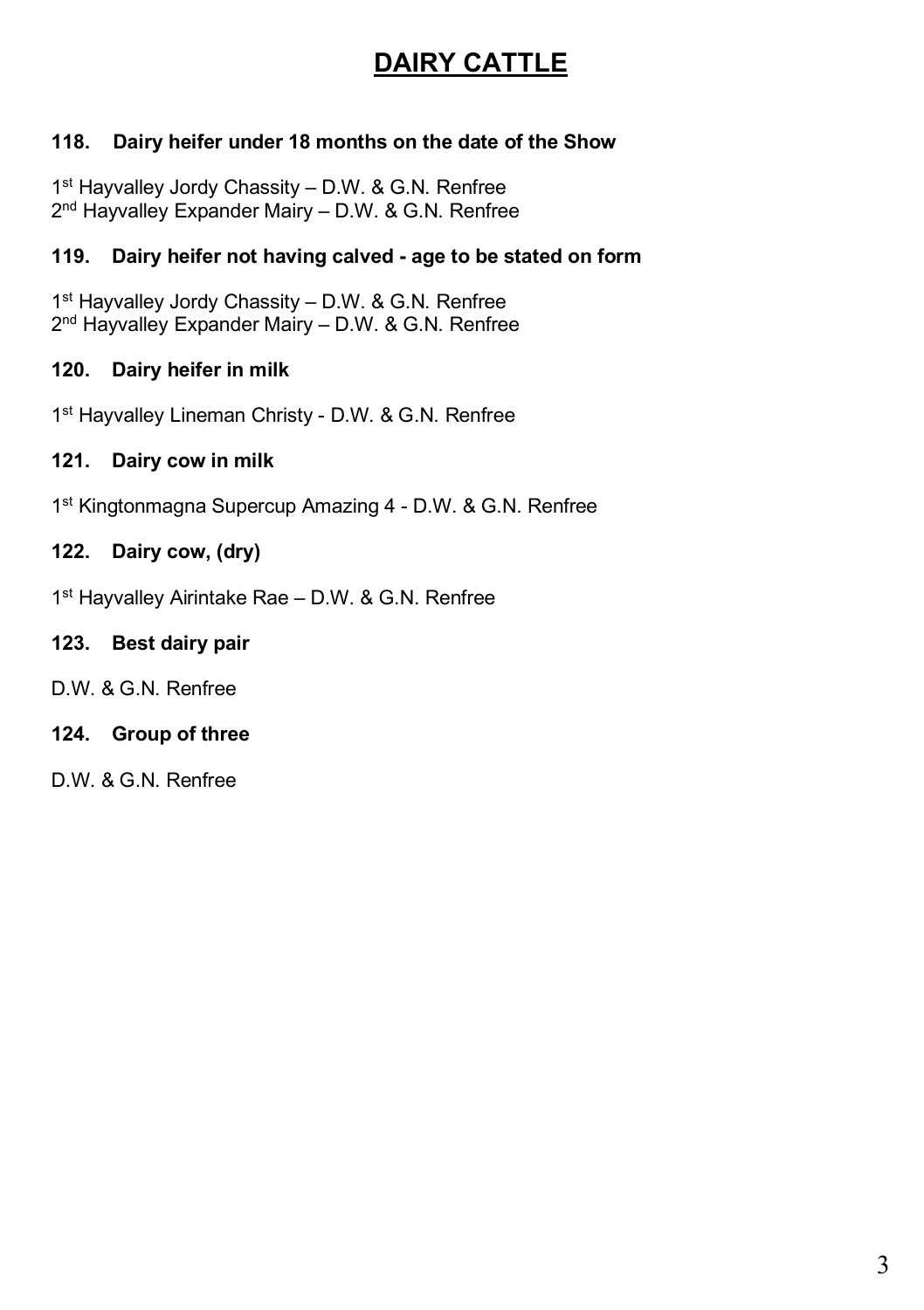# DAIRY CATTLE

### 118. Dairy heifer under 18 months on the date of the Show

1st Hayvalley Jordy Chassity – D.W. & G.N. Renfree
2nd Hayvalley Expander Mairy – D.W. & G.N. Renfree

### 119. Dairy heifer not having calved - age to be stated on form

1st Hayvalley Jordy Chassity – D.W. & G.N. Renfree
2nd Hayvalley Expander Mairy – D.W. & G.N. Renfree

### 120. Dairy heifer in milk

1st Hayvalley Lineman Christy - D.W. & G.N. Renfree

### 121. Dairy cow in milk

1st Kingtonmagna Supercup Amazing 4 - D.W. & G.N. Renfree

### 122. Dairy cow, (dry)

1st Hayvalley Airintake Rae – D.W. & G.N. Renfree

### 123. Best dairy pair

D.W. & G.N. Renfree

### 124. Group of three

D.W. & G.N. Renfree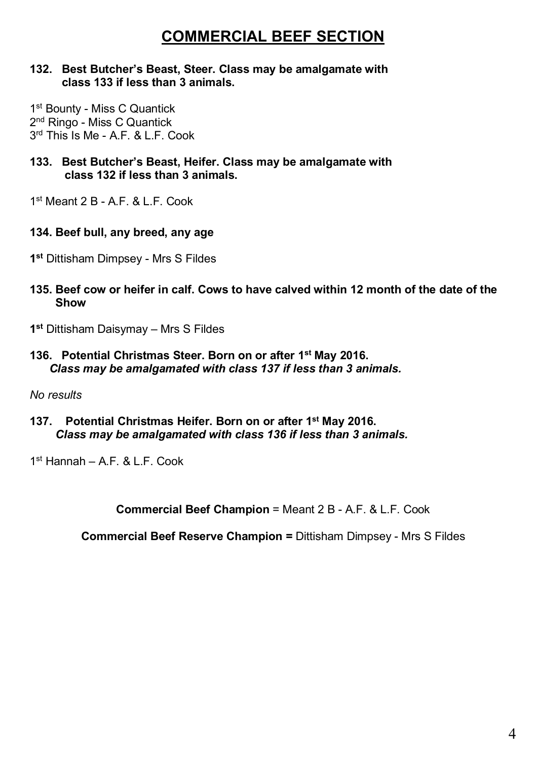# COMMERCIAL BEEF SECTION

**132. Best Butcher's Beast, Steer. Class may be amalgamate with class 133 if less than 3 animals.**

1st Bounty - Miss C Quantick
2nd Ringo - Miss C Quantick
3rd This Is Me - A.F. & L.F. Cook

**133. Best Butcher's Beast, Heifer. Class may be amalgamate with class 132 if less than 3 animals.**

1st Meant 2 B - A.F. & L.F. Cook

**134. Beef bull, any breed, any age**

**1st** Dittisham Dimpsey - Mrs S Fildes

**135. Beef cow or heifer in calf. Cows to have calved within 12 month of the date of the Show**

**1st** Dittisham Daisymay – Mrs S Fildes

**136. Potential Christmas Steer. Born on or after 1st May 2016.**
***Class may be amalgamated with class 137 if less than 3 animals.***

*No results*

**137. Potential Christmas Heifer. Born on or after 1st May 2016.**
***Class may be amalgamated with class 136 if less than 3 animals.***

1st Hannah – A.F. & L.F. Cook

**Commercial Beef Champion** = Meant 2 B - A.F. & L.F. Cook

**Commercial Beef Reserve Champion =** Dittisham Dimpsey - Mrs S Fildes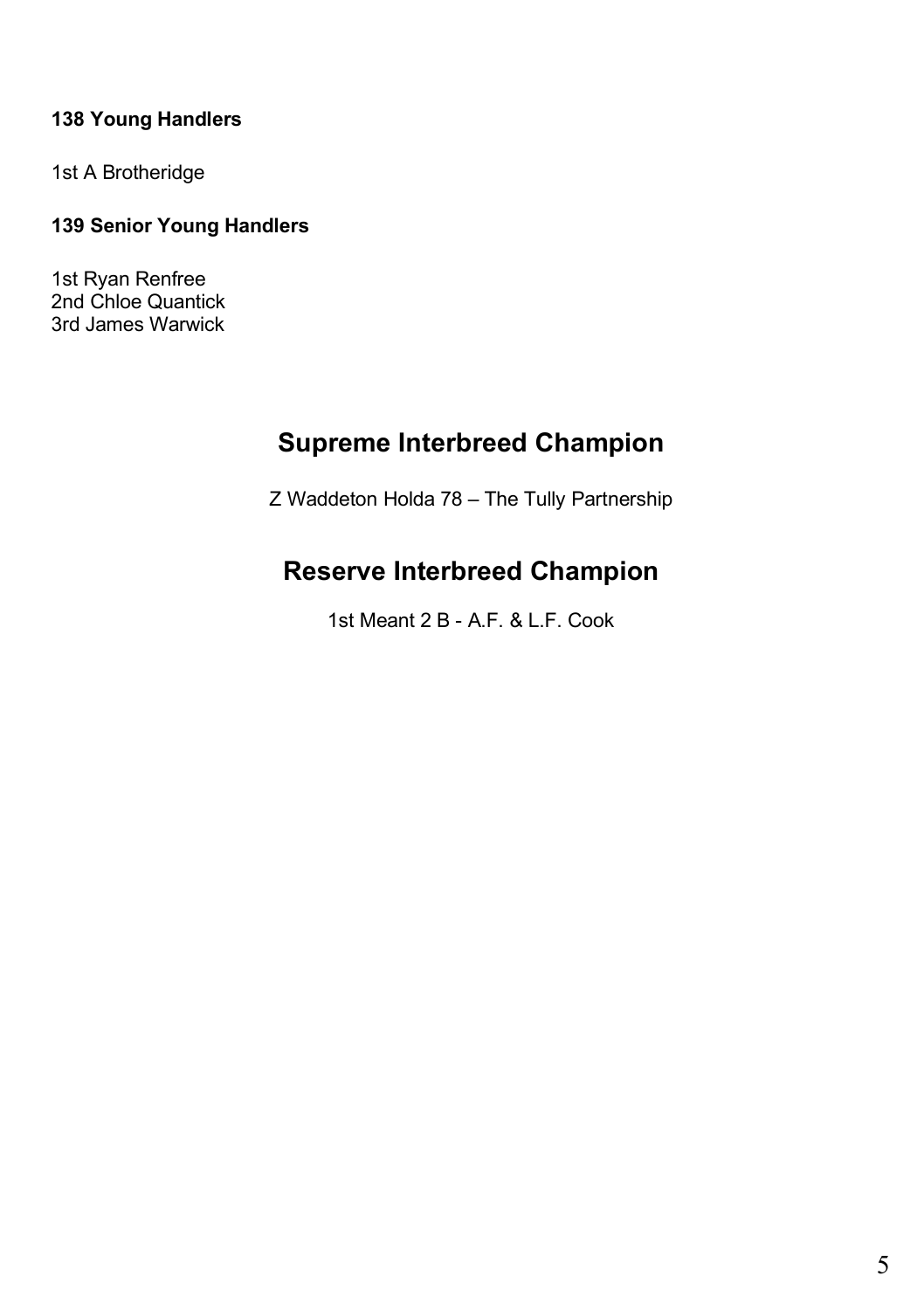**138 Young Handlers**

1st A Brotheridge

**139 Senior Young Handlers**

1st Ryan Renfree
2nd Chloe Quantick
3rd James Warwick

## Supreme Interbreed Champion

Z Waddeton Holda 78 – The Tully Partnership

## Reserve Interbreed Champion

1st Meant 2 B - A.F. & L.F. Cook